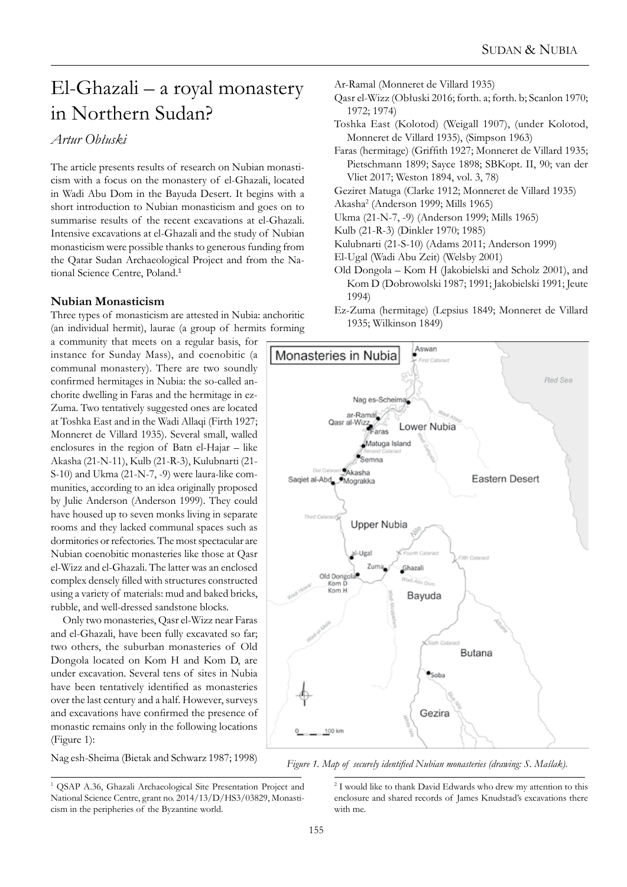# El-Ghazali – a royal monastery in Northern Sudan?

*Artur Obłuski*

The article presents results of research on Nubian monasticism with a focus on the monastery of el-Ghazali, located in Wadi Abu Dom in the Bayuda Desert. It begins with a short introduction to Nubian monasticism and goes on to summarise results of the recent excavations at el-Ghazali. Intensive excavations at el-Ghazali and the study of Nubian monasticism were possible thanks to generous funding from the Qatar Sudan Archaeological Project and from the National Science Centre, Poland.[1]

## Nubian Monasticism

Three types of monasticism are attested in Nubia: anchoritic (an individual hermit), laurae (a group of hermits forming a community that meets on a regular basis, for instance for Sunday Mass), and coenobitic (a communal monastery). There are two soundly confirmed hermitages in Nubia: the so-called anchorite dwelling in Faras and the hermitage in ez-Zuma. Two tentatively suggested ones are located at Toshka East and in the Wadi Allaqi (Firth 1927; Monneret de Villard 1935). Several small, walled enclosures in the region of Batn el-Hajar – like Akasha (21-N-11), Kulb (21-R-3), Kulubnarti (21-S-10) and Ukma (21-N-7, -9) were laura-like communities, according to an idea originally proposed by Julie Anderson (Anderson 1999). They could have housed up to seven monks living in separate rooms and they lacked communal spaces such as dormitories or refectories. The most spectacular are Nubian coenobitic monasteries like those at Qasr el-Wizz and el-Ghazali. The latter was an enclosed complex densely filled with structures constructed using a variety of materials: mud and baked bricks, rubble, and well-dressed sandstone blocks.

Only two monasteries, Qasr el-Wizz near Faras and el-Ghazali, have been fully excavated so far; two others, the suburban monasteries of Old Dongola located on Kom H and Kom D, are under excavation. Several tens of sites in Nubia have been tentatively identified as monasteries over the last century and a half. However, surveys and excavations have confirmed the presence of monastic remains only in the following locations (Figure 1):

Nag esh-Sheima (Bietak and Schwarz 1987; 1998)

Ar-Ramal (Monneret de Villard 1935)

Qasr el-Wizz (Obłuski 2016; forth. a; forth. b; Scanlon 1970; 1972; 1974)

Toshka East (Kolotod) (Weigall 1907), (under Kolotod, Monneret de Villard 1935), (Simpson 1963)

Faras (hermitage) (Griffith 1927; Monneret de Villard 1935; Pietschmann 1899; Sayce 1898; SBKopt. II, 90; van der Vliet 2017; Weston 1894, vol. 3, 78)

Geziret Matuga (Clarke 1912; Monneret de Villard 1935)

Akasha[2] (Anderson 1999; Mills 1965)

Ukma (21-N-7, -9) (Anderson 1999; Mills 1965)

Kulb (21-R-3) (Dinkler 1970; 1985)

Kulubnarti (21-S-10) (Adams 2011; Anderson 1999)

El-Ugal (Wadi Abu Zeit) (Welsby 2001)

Old Dongola – Kom H (Jakobielski and Scholz 2001), and Kom D (Dobrowolski 1987; 1991; Jakobielski 1991; Jeute 1994)

Ez-Zuma (hermitage) (Lepsius 1849; Monneret de Villard 1935; Wilkinson 1849)

*Figure 1. Map of securely identified Nubian monasteries (drawing: S. Maślak).*

---

[1] QSAP A.36, Ghazali Archaeological Site Presentation Project and National Science Centre, grant no. 2014/13/D/HS3/03829, Monasticism in the peripheries of the Byzantine world.

[2] I would like to thank David Edwards who drew my attention to this enclosure and shared records of James Knudstad's excavations there with me.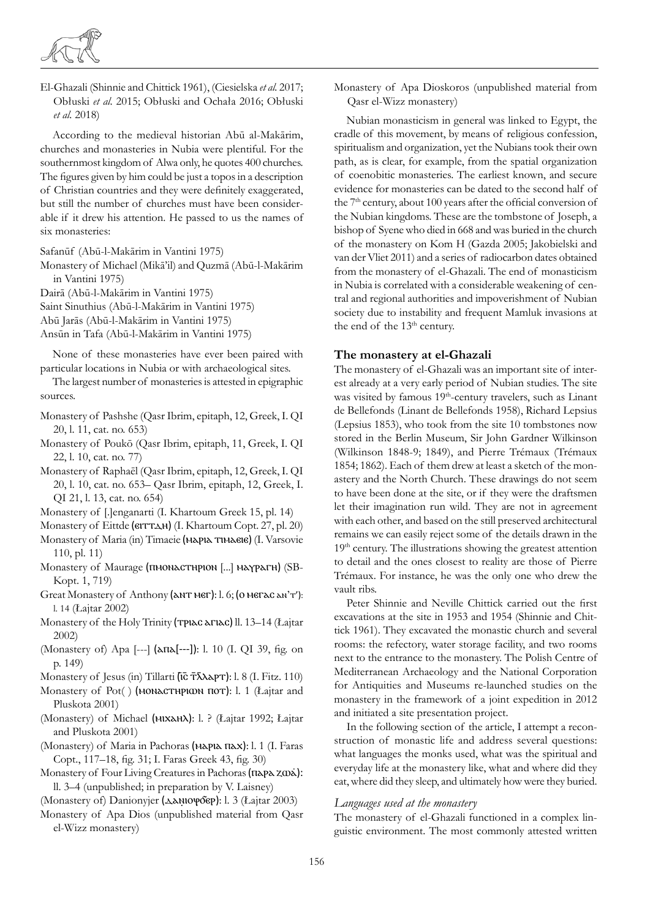El-Ghazali (Shinnie and Chittick 1961), (Ciesielska *et al.* 2017; Obłuski *et al.* 2015; Obłuski and Ochała 2016; Obłuski *et al.* 2018)

According to the medieval historian Abū al-Makārim, churches and monasteries in Nubia were plentiful. For the southernmost kingdom of Alwa only, he quotes 400 churches. The figures given by him could be just a topos in a description of Christian countries and they were definitely exaggerated, but still the number of churches must have been considerable if it drew his attention. He passed to us the names of six monasteries:

Safanūf (Abū-l-Makārim in Vantini 1975)
Monastery of Michael (Mikā'il) and Quzmā (Abū-l-Makārim in Vantini 1975)
Dairā (Abū-l-Makārim in Vantini 1975)
Saint Sinuthius (Abū-l-Makārim in Vantini 1975)
Abū Jarās (Abū-l-Makārim in Vantini 1975)
Ansūn in Tafa (Abū-l-Makārim in Vantini 1975)

None of these monasteries have ever been paired with particular locations in Nubia or with archaeological sites.

The largest number of monasteries is attested in epigraphic sources.

Monastery of Pashshe (Qasr Ibrim, epitaph, 12, Greek, I. QI 20, l. 11, cat. no. 653)
Monastery of Poukō (Qasr Ibrim, epitaph, 11, Greek, I. QI 22, l. 10, cat. no. 77)
Monastery of Raphaēl (Qasr Ibrim, epitaph, 12, Greek, I. QI 20, l. 10, cat. no. 653– Qasr Ibrim, epitaph, 12, Greek, I. QI 21, l. 13, cat. no. 654)
Monastery of [.]enganarti (I. Khartoum Greek 15, pl. 14)
Monastery of Eittde (ⲉⲓⲧⲧⲇⲏ) (I. Khartoum Copt. 27, pl. 20)
Monastery of Maria (in) Timaeie (ⲙⲁⲣⲓⲁ ⲧⲓⲙⲁⲉⲓⲉ) (I. Varsovie 110, pl. 11)
Monastery of Maurage (ⲡⲙⲟⲛⲁⲥⲧⲏⲣⲓⲟⲛ [...] ⲙⲁⲩⲣⲁⲅⲏ) (SB-Kopt. 1, 719)
Great Monastery of Anthony (ⲁⲛⲧ ⲙⲉⲅ): l. 6; (ⲟ ⲙⲉⲅⲁⲥ ⲁⲛ'ⲧ'): l. 14 (Łajtar 2002)
Monastery of the Holy Trinity (ⲧⲣⲓⲁⲥ ⲁⲅⲓⲁⲥ) ll. 13–14 (Łajtar 2002)
(Monastery of) Apa [---] (ⲁⲡⲁ[---]): l. 10 (I. QI 39, fig. on p. 149)
Monastery of Jesus (in) Tillarti (ⲓ̅ⲥ̅ ⲧ̅ⲗ̅ⲗⲁⲣⲧ): l. 8 (I. Fitz. 110)
Monastery of Pot( ) (ⲙⲟⲛⲁⲥⲧⲏⲣⲓⲱⲛ ⲡⲟⲧ): l. 1 (Łajtar and Pluskota 2001)
(Monastery) of Michael (ⲙⲓⲭⲁⲏⲗ): l. ? (Łajtar 1992; Łajtar and Pluskota 2001)
(Monastery) of Maria in Pachoras (ⲙⲁⲣⲓⲁ ⲡⲁⲭ): l. 1 (I. Faras Copt., 117–18, fig. 31; I. Faras Greek 43, fig. 30)
Monastery of Four Living Creatures in Pachoras (ⲡⲁⲣⲁ ⲍⲱⲁ̀): ll. 3–4 (unpublished; in preparation by V. Laisney)
(Monastery of) Danionyjer (ⲇⲁⲛ̣ⲓⲟⲩϭⲉⲣ): l. 3 (Łajtar 2003)
Monastery of Apa Dios (unpublished material from Qasr el-Wizz monastery)
Monastery of Apa Dioskoros (unpublished material from Qasr el-Wizz monastery)

Nubian monasticism in general was linked to Egypt, the cradle of this movement, by means of religious confession, spiritualism and organization, yet the Nubians took their own path, as is clear, for example, from the spatial organization of coenobitic monasteries. The earliest known, and secure evidence for monasteries can be dated to the second half of the 7th century, about 100 years after the official conversion of the Nubian kingdoms. These are the tombstone of Joseph, a bishop of Syene who died in 668 and was buried in the church of the monastery on Kom H (Gazda 2005; Jakobielski and van der Vliet 2011) and a series of radiocarbon dates obtained from the monastery of el-Ghazali. The end of monasticism in Nubia is correlated with a considerable weakening of central and regional authorities and impoverishment of Nubian society due to instability and frequent Mamluk invasions at the end of the 13th century.

## The monastery at el-Ghazali

The monastery of el-Ghazali was an important site of interest already at a very early period of Nubian studies. The site was visited by famous 19th-century travelers, such as Linant de Bellefonds (Linant de Bellefonds 1958), Richard Lepsius (Lepsius 1853), who took from the site 10 tombstones now stored in the Berlin Museum, Sir John Gardner Wilkinson (Wilkinson 1848-9; 1849), and Pierre Trémaux (Trémaux 1854; 1862). Each of them drew at least a sketch of the monastery and the North Church. These drawings do not seem to have been done at the site, or if they were the draftsmen let their imagination run wild. They are not in agreement with each other, and based on the still preserved architectural remains we can easily reject some of the details drawn in the 19th century. The illustrations showing the greatest attention to detail and the ones closest to reality are those of Pierre Trémaux. For instance, he was the only one who drew the vault ribs.

Peter Shinnie and Neville Chittick carried out the first excavations at the site in 1953 and 1954 (Shinnie and Chittick 1961). They excavated the monastic church and several rooms: the refectory, water storage facility, and two rooms next to the entrance to the monastery. The Polish Centre of Mediterranean Archaeology and the National Corporation for Antiquities and Museums re-launched studies on the monastery in the framework of a joint expedition in 2012 and initiated a site presentation project.

In the following section of the article, I attempt a reconstruction of monastic life and address several questions: what languages the monks used, what was the spiritual and everyday life at the monastery like, what and where did they eat, where did they sleep, and ultimately how were they buried.

### *Languages used at the monastery*

The monastery of el-Ghazali functioned in a complex linguistic environment. The most commonly attested written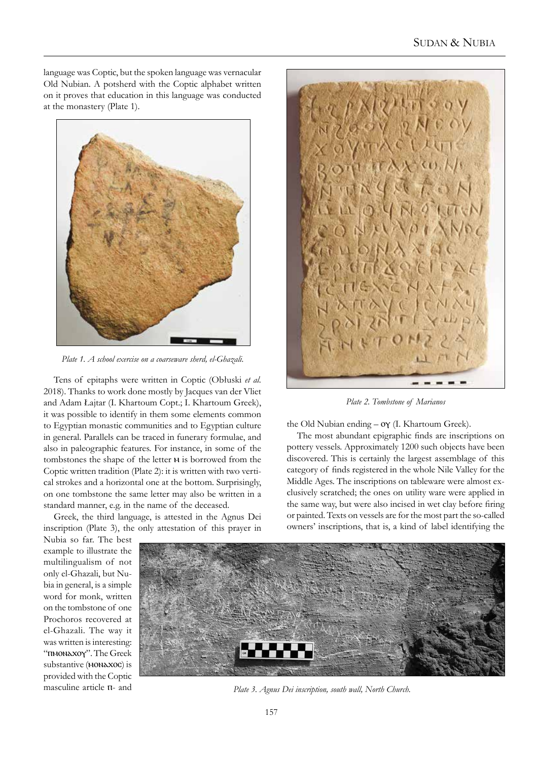language was Coptic, but the spoken language was vernacular Old Nubian. A potsherd with the Coptic alphabet written on it proves that education in this language was conducted at the monastery (Plate 1).

*Plate 1. A school exercise on a coarseware sherd, el-Ghazali.*

Tens of epitaphs were written in Coptic (Obłuski *et al.* 2018). Thanks to work done mostly by Jacques van der Vliet and Adam Łajtar (I. Khartoum Copt.; I. Khartoum Greek), it was possible to identify in them some elements common to Egyptian monastic communities and to Egyptian culture in general. Parallels can be traced in funerary formulae, and also in paleographic features. For instance, in some of the tombstones the shape of the letter ⲙ is borrowed from the Coptic written tradition (Plate 2): it is written with two vertical strokes and a horizontal one at the bottom. Surprisingly, on one tombstone the same letter may also be written in a standard manner, e.g. in the name of the deceased.

*Plate 2. Tombstone of Marianos*

Greek, the third language, is attested in the Agnus Dei inscription (Plate 3), the only attestation of this prayer in Nubia so far. The best example to illustrate the multilingualism of not only el-Ghazali, but Nubia in general, is a simple word for monk, written on the tombstone of one Prochoros recovered at el-Ghazali. The way it was written is interesting: "ⲡⲙⲟⲛⲁⲭⲟⲩ". The Greek substantive (ⲙⲟⲛⲁⲭⲟⲥ) is provided with the Coptic masculine article ⲡ- and the Old Nubian ending – ⲟⲩ (I. Khartoum Greek).

*Plate 3. Agnus Dei inscription, south wall, North Church.*

The most abundant epigraphic finds are inscriptions on pottery vessels. Approximately 1200 such objects have been discovered. This is certainly the largest assemblage of this category of finds registered in the whole Nile Valley for the Middle Ages. The inscriptions on tableware were almost exclusively scratched; the ones on utility ware were applied in the same way, but were also incised in wet clay before firing or painted. Texts on vessels are for the most part the so-called owners' inscriptions, that is, a kind of label identifying the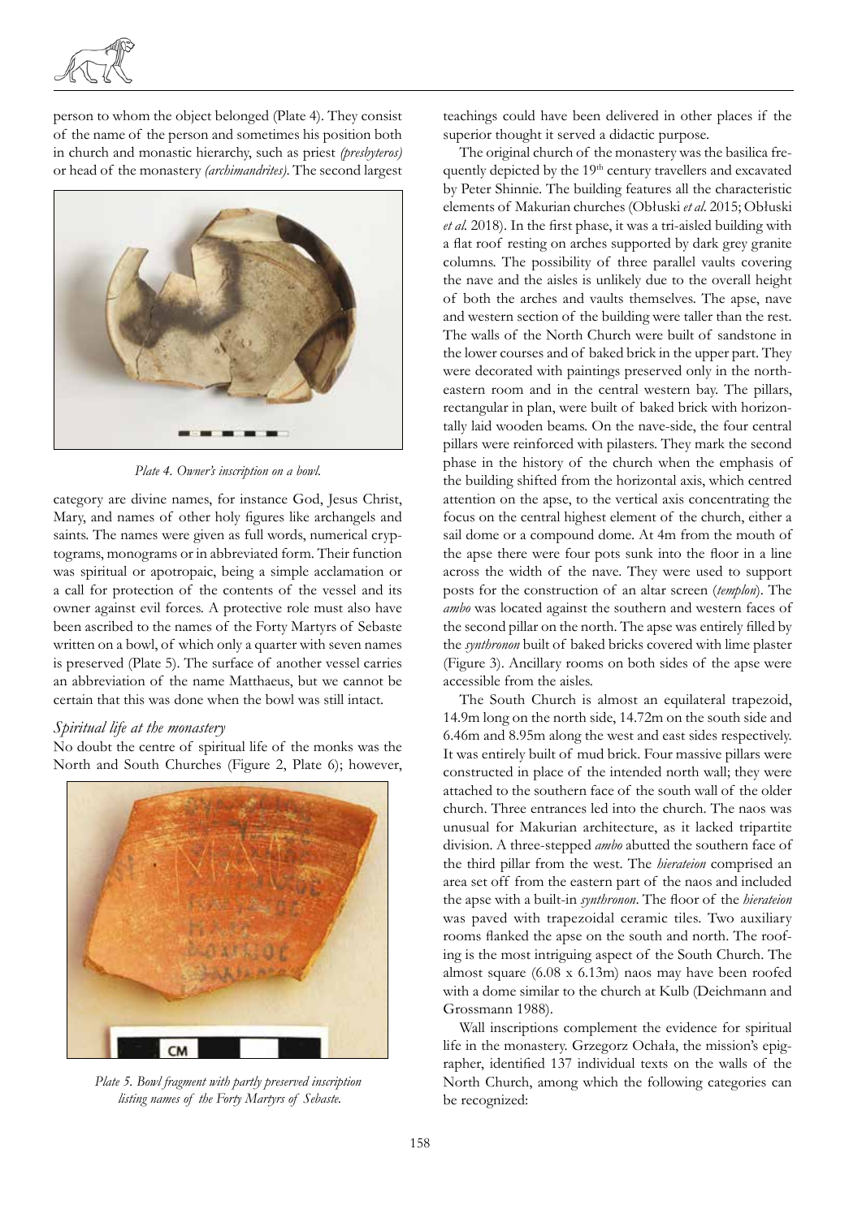person to whom the object belonged (Plate 4). They consist of the name of the person and sometimes his position both in church and monastic hierarchy, such as priest *(presbyteros)* or head of the monastery *(archimandrites)*. The second largest category are divine names, for instance God, Jesus Christ, Mary, and names of other holy figures like archangels and saints. The names were given as full words, numerical cryptograms, monograms or in abbreviated form. Their function was spiritual or apotropaic, being a simple acclamation or a call for protection of the contents of the vessel and its owner against evil forces. A protective role must also have been ascribed to the names of the Forty Martyrs of Sebaste written on a bowl, of which only a quarter with seven names is preserved (Plate 5). The surface of another vessel carries an abbreviation of the name Matthaeus, but we cannot be certain that this was done when the bowl was still intact.

*Plate 4. Owner's inscription on a bowl.*

*Plate 5. Bowl fragment with partly preserved inscription listing names of the Forty Martyrs of Sebaste.*

### *Spiritual life at the monastery*

No doubt the centre of spiritual life of the monks was the North and South Churches (Figure 2, Plate 6); however, teachings could have been delivered in other places if the superior thought it served a didactic purpose.

The original church of the monastery was the basilica frequently depicted by the 19th century travellers and excavated by Peter Shinnie. The building features all the characteristic elements of Makurian churches (Obłuski *et al*. 2015; Obłuski *et al.* 2018). In the first phase, it was a tri-aisled building with a flat roof resting on arches supported by dark grey granite columns. The possibility of three parallel vaults covering the nave and the aisles is unlikely due to the overall height of both the arches and vaults themselves. The apse, nave and western section of the building were taller than the rest. The walls of the North Church were built of sandstone in the lower courses and of baked brick in the upper part. They were decorated with paintings preserved only in the north-eastern room and in the central western bay. The pillars, rectangular in plan, were built of baked brick with horizontally laid wooden beams. On the nave-side, the four central pillars were reinforced with pilasters. They mark the second phase in the history of the church when the emphasis of the building shifted from the horizontal axis, which centred attention on the apse, to the vertical axis concentrating the focus on the central highest element of the church, either a sail dome or a compound dome. At 4m from the mouth of the apse there were four pots sunk into the floor in a line across the width of the nave. They were used to support posts for the construction of an altar screen (*templon*). The *ambo* was located against the southern and western faces of the second pillar on the north. The apse was entirely filled by the *synthronon* built of baked bricks covered with lime plaster (Figure 3). Ancillary rooms on both sides of the apse were accessible from the aisles.

The South Church is almost an equilateral trapezoid, 14.9m long on the north side, 14.72m on the south side and 6.46m and 8.95m along the west and east sides respectively. It was entirely built of mud brick. Four massive pillars were constructed in place of the intended north wall; they were attached to the southern face of the south wall of the older church. Three entrances led into the church. The naos was unusual for Makurian architecture, as it lacked tripartite division. A three-stepped *ambo* abutted the southern face of the third pillar from the west. The *hierateion* comprised an area set off from the eastern part of the naos and included the apse with a built-in *synthronon*. The floor of the *hierateion* was paved with trapezoidal ceramic tiles. Two auxiliary rooms flanked the apse on the south and north. The roofing is the most intriguing aspect of the South Church. The almost square (6.08 x 6.13m) naos may have been roofed with a dome similar to the church at Kulb (Deichmann and Grossmann 1988).

Wall inscriptions complement the evidence for spiritual life in the monastery. Grzegorz Ochała, the mission's epigrapher, identified 137 individual texts on the walls of the North Church, among which the following categories can be recognized: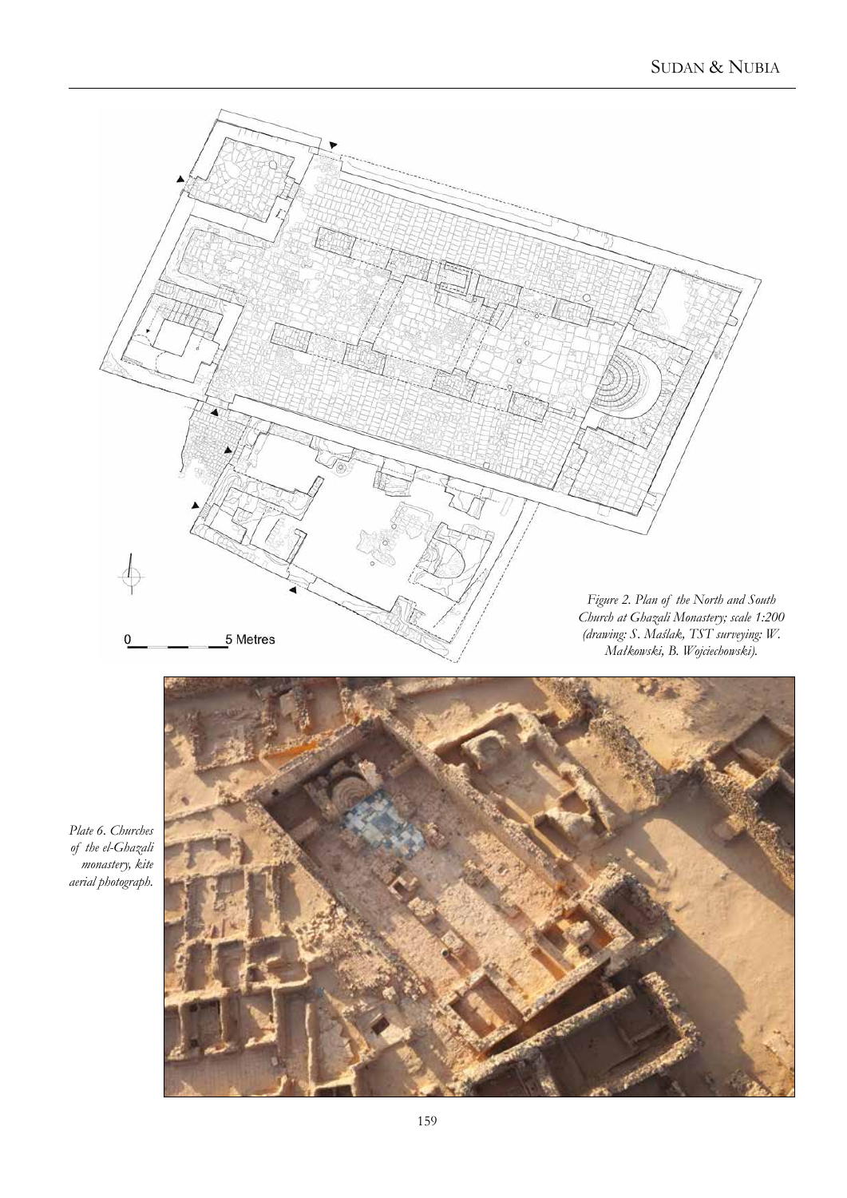Figure 2. Plan of the North and South Church at Ghazali Monastery; scale 1:200 (drawing: S. Maślak, TST surveying: W. Małkowski, B. Wojciechowski).

Plate 6. Churches of the el-Ghazali monastery, kite aerial photograph.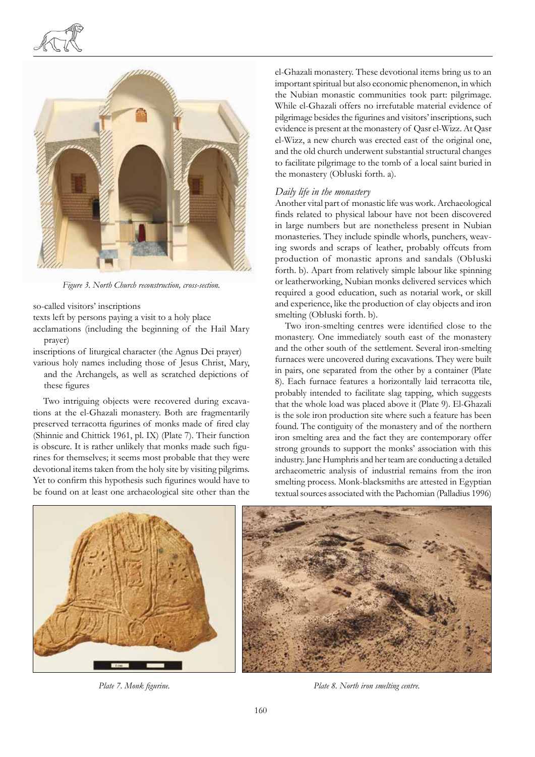*Figure 3. North Church reconstruction, cross-section.*

so-called visitors' inscriptions

texts left by persons paying a visit to a holy place

acclamations (including the beginning of the Hail Mary prayer)

inscriptions of liturgical character (the Agnus Dei prayer)

various holy names including those of Jesus Christ, Mary, and the Archangels, as well as scratched depictions of these figures

Two intriguing objects were recovered during excavations at the el-Ghazali monastery. Both are fragmentarily preserved terracotta figurines of monks made of fired clay (Shinnie and Chittick 1961, pl. IX) (Plate 7). Their function is obscure. It is rather unlikely that monks made such figurines for themselves; it seems most probable that they were devotional items taken from the holy site by visiting pilgrims. Yet to confirm this hypothesis such figurines would have to be found on at least one archaeological site other than the el-Ghazali monastery. These devotional items bring us to an important spiritual but also economic phenomenon, in which the Nubian monastic communities took part: pilgrimage. While el-Ghazali offers no irrefutable material evidence of pilgrimage besides the figurines and visitors' inscriptions, such evidence is present at the monastery of Qasr el-Wizz. At Qasr el-Wizz, a new church was erected east of the original one, and the old church underwent substantial structural changes to facilitate pilgrimage to the tomb of a local saint buried in the monastery (Obłuski forth. a).

### *Daily life in the monastery*

Another vital part of monastic life was work. Archaeological finds related to physical labour have not been discovered in large numbers but are nonetheless present in Nubian monasteries. They include spindle whorls, punchers, weaving swords and scraps of leather, probably offcuts from production of monastic aprons and sandals (Obłuski forth. b). Apart from relatively simple labour like spinning or leatherworking, Nubian monks delivered services which required a good education, such as notarial work, or skill and experience, like the production of clay objects and iron smelting (Obłuski forth. b).

Two iron-smelting centres were identified close to the monastery. One immediately south east of the monastery and the other south of the settlement. Several iron-smelting furnaces were uncovered during excavations. They were built in pairs, one separated from the other by a container (Plate 8). Each furnace features a horizontally laid terracotta tile, probably intended to facilitate slag tapping, which suggests that the whole load was placed above it (Plate 9). El-Ghazali is the sole iron production site where such a feature has been found. The contiguity of the monastery and of the northern iron smelting area and the fact they are contemporary offer strong grounds to support the monks' association with this industry. Jane Humphris and her team are conducting a detailed archaeometric analysis of industrial remains from the iron smelting process. Monk-blacksmiths are attested in Egyptian textual sources associated with the Pachomian (Palladius 1996)

*Plate 7. Monk figurine.*

*Plate 8. North iron smelting centre.*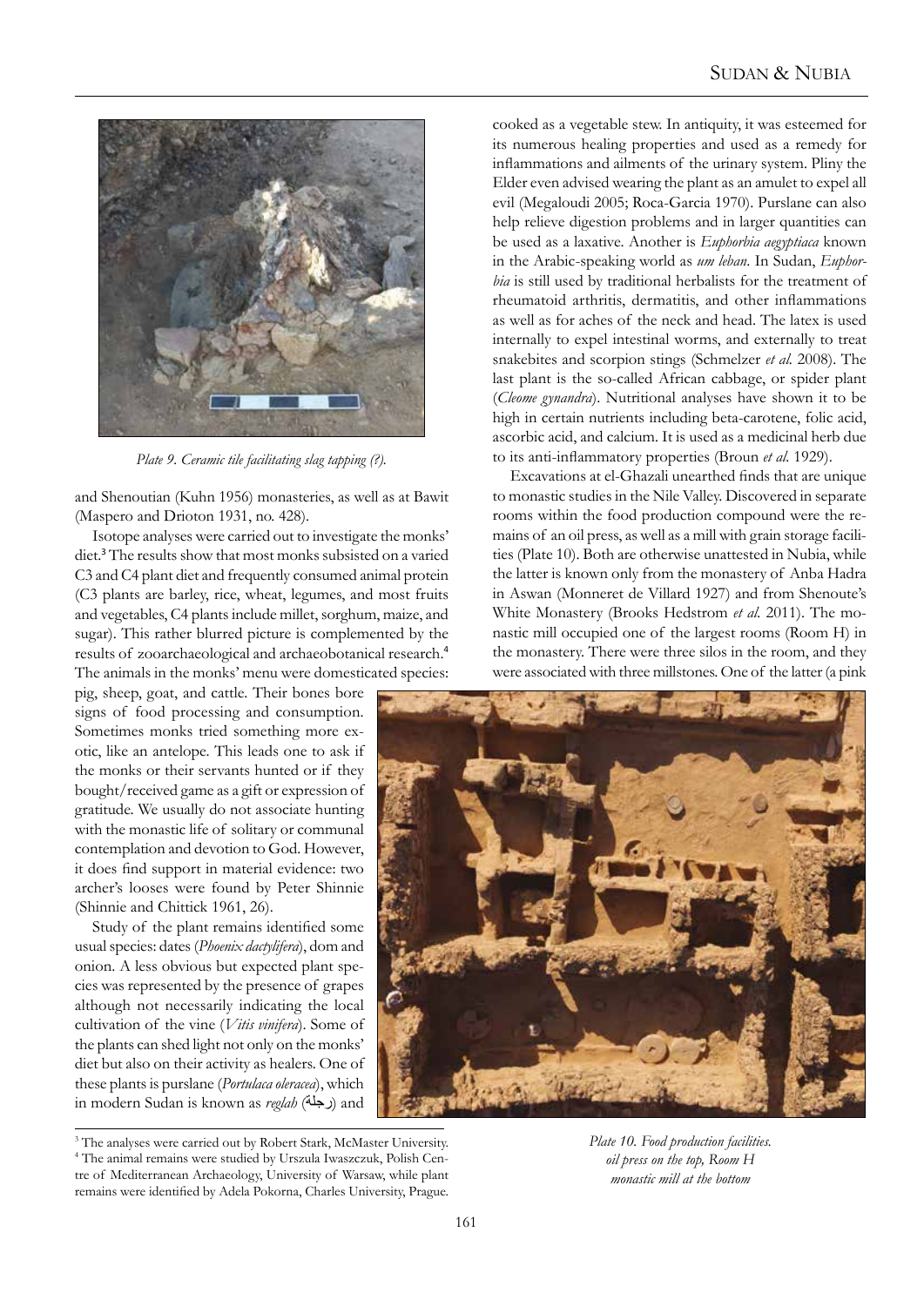*Plate 9. Ceramic tile facilitating slag tapping (?).*

and Shenoutian (Kuhn 1956) monasteries, as well as at Bawit (Maspero and Drioton 1931, no. 428).

Isotope analyses were carried out to investigate the monks' diet.[3] The results show that most monks subsisted on a varied C3 and C4 plant diet and frequently consumed animal protein (C3 plants are barley, rice, wheat, legumes, and most fruits and vegetables, C4 plants include millet, sorghum, maize, and sugar). This rather blurred picture is complemented by the results of zooarchaeological and archaeobotanical research.[4] The animals in the monks' menu were domesticated species: pig, sheep, goat, and cattle. Their bones bore signs of food processing and consumption. Sometimes monks tried something more exotic, like an antelope. This leads one to ask if the monks or their servants hunted or if they bought/received game as a gift or expression of gratitude. We usually do not associate hunting with the monastic life of solitary or communal contemplation and devotion to God. However, it does find support in material evidence: two archer's looses were found by Peter Shinnie (Shinnie and Chittick 1961, 26).

Study of the plant remains identified some usual species: dates (*Phoenix dactylifera*), dom and onion. A less obvious but expected plant species was represented by the presence of grapes although not necessarily indicating the local cultivation of the vine (*Vitis vinifera*). Some of the plants can shed light not only on the monks' diet but also on their activity as healers. One of these plants is purslane (*Portulaca oleracea*), which in modern Sudan is known as *reglah* (رجلة) and cooked as a vegetable stew. In antiquity, it was esteemed for its numerous healing properties and used as a remedy for inflammations and ailments of the urinary system. Pliny the Elder even advised wearing the plant as an amulet to expel all evil (Megaloudi 2005; Roca-Garcia 1970). Purslane can also help relieve digestion problems and in larger quantities can be used as a laxative. Another is *Euphorbia aegyptiaca* known in the Arabic-speaking world as *um leban*. In Sudan, *Euphorbia* is still used by traditional herbalists for the treatment of rheumatoid arthritis, dermatitis, and other inflammations as well as for aches of the neck and head. The latex is used internally to expel intestinal worms, and externally to treat snakebites and scorpion stings (Schmelzer *et al.* 2008). The last plant is the so-called African cabbage, or spider plant (*Cleome gynandra*). Nutritional analyses have shown it to be high in certain nutrients including beta-carotene, folic acid, ascorbic acid, and calcium. It is used as a medicinal herb due to its anti-inflammatory properties (Broun *et al.* 1929).

Excavations at el-Ghazali unearthed finds that are unique to monastic studies in the Nile Valley. Discovered in separate rooms within the food production compound were the remains of an oil press, as well as a mill with grain storage facilities (Plate 10). Both are otherwise unattested in Nubia, while the latter is known only from the monastery of Anba Hadra in Aswan (Monneret de Villard 1927) and from Shenoute's White Monastery (Brooks Hedstrom *et al.* 2011). The monastic mill occupied one of the largest rooms (Room H) in the monastery. There were three silos in the room, and they were associated with three millstones. One of the latter (a pink

*Plate 10. Food production facilities. oil press on the top, Room H monastic mill at the bottom*

---

[3] The analyses were carried out by Robert Stark, McMaster University.

[4] The animal remains were studied by Urszula Iwaszczuk, Polish Centre of Mediterranean Archaeology, University of Warsaw, while plant remains were identified by Adela Pokorna, Charles University, Prague.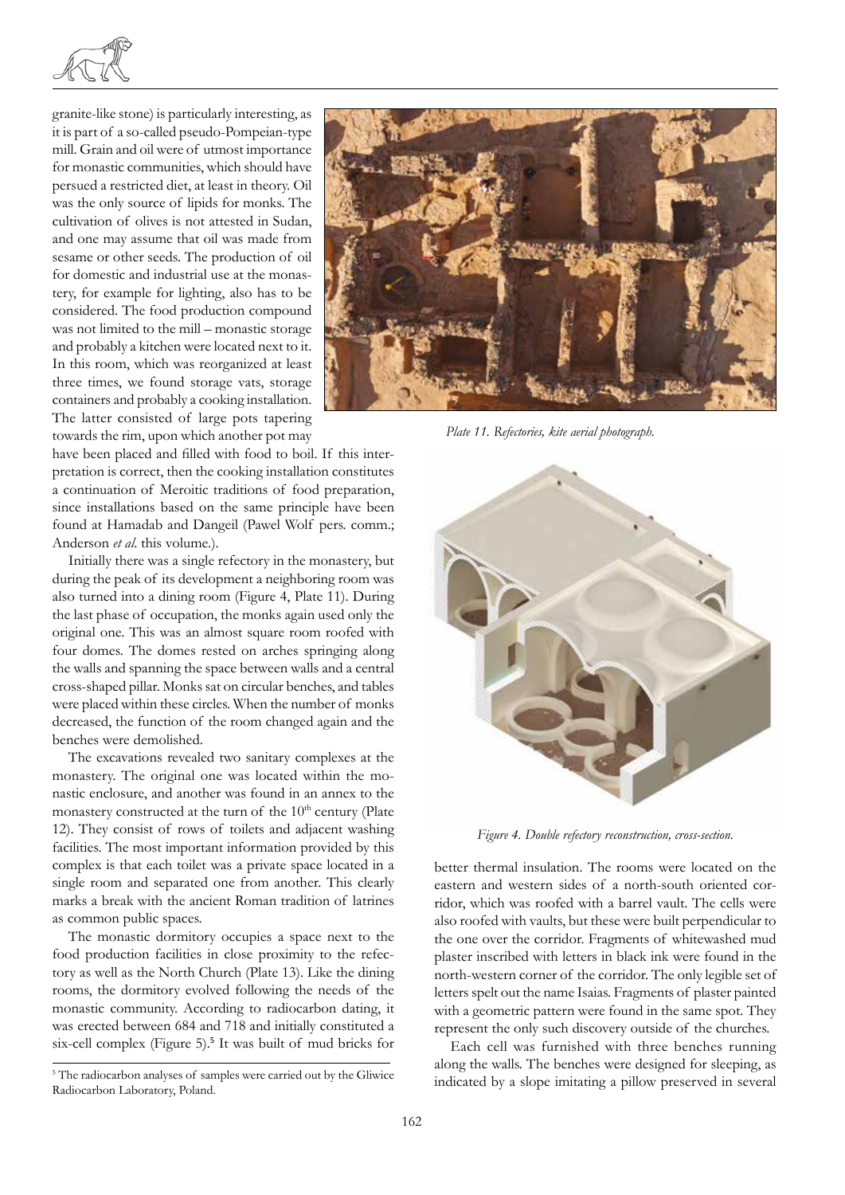granite-like stone) is particularly interesting, as it is part of a so-called pseudo-Pompeian-type mill. Grain and oil were of utmost importance for monastic communities, which should have persued a restricted diet, at least in theory. Oil was the only source of lipids for monks. The cultivation of olives is not attested in Sudan, and one may assume that oil was made from sesame or other seeds. The production of oil for domestic and industrial use at the monastery, for example for lighting, also has to be considered. The food production compound was not limited to the mill – monastic storage and probably a kitchen were located next to it. In this room, which was reorganized at least three times, we found storage vats, storage containers and probably a cooking installation. The latter consisted of large pots tapering towards the rim, upon which another pot may have been placed and filled with food to boil. If this interpretation is correct, then the cooking installation constitutes a continuation of Meroitic traditions of food preparation, since installations based on the same principle have been found at Hamadab and Dangeil (Pawel Wolf pers. comm.; Anderson *et al.* this volume.).

Initially there was a single refectory in the monastery, but during the peak of its development a neighboring room was also turned into a dining room (Figure 4, Plate 11). During the last phase of occupation, the monks again used only the original one. This was an almost square room roofed with four domes. The domes rested on arches springing along the walls and spanning the space between walls and a central cross-shaped pillar. Monks sat on circular benches, and tables were placed within these circles. When the number of monks decreased, the function of the room changed again and the benches were demolished.

*Plate 11. Refectories, kite aerial photograph.*

*Figure 4. Double refectory reconstruction, cross-section.*

The excavations revealed two sanitary complexes at the monastery. The original one was located within the monastic enclosure, and another was found in an annex to the monastery constructed at the turn of the 10th century (Plate 12). They consist of rows of toilets and adjacent washing facilities. The most important information provided by this complex is that each toilet was a private space located in a single room and separated one from another. This clearly marks a break with the ancient Roman tradition of latrines as common public spaces.

The monastic dormitory occupies a space next to the food production facilities in close proximity to the refectory as well as the North Church (Plate 13). Like the dining rooms, the dormitory evolved following the needs of the monastic community. According to radiocarbon dating, it was erected between 684 and 718 and initially constituted a six-cell complex (Figure 5).[5] It was built of mud bricks for better thermal insulation. The rooms were located on the eastern and western sides of a north-south oriented corridor, which was roofed with a barrel vault. The cells were also roofed with vaults, but these were built perpendicular to the one over the corridor. Fragments of whitewashed mud plaster inscribed with letters in black ink were found in the north-western corner of the corridor. The only legible set of letters spelt out the name Isaias. Fragments of plaster painted with a geometric pattern were found in the same spot. They represent the only such discovery outside of the churches.

Each cell was furnished with three benches running along the walls. The benches were designed for sleeping, as indicated by a slope imitating a pillow preserved in several

[5] The radiocarbon analyses of samples were carried out by the Gliwice Radiocarbon Laboratory, Poland.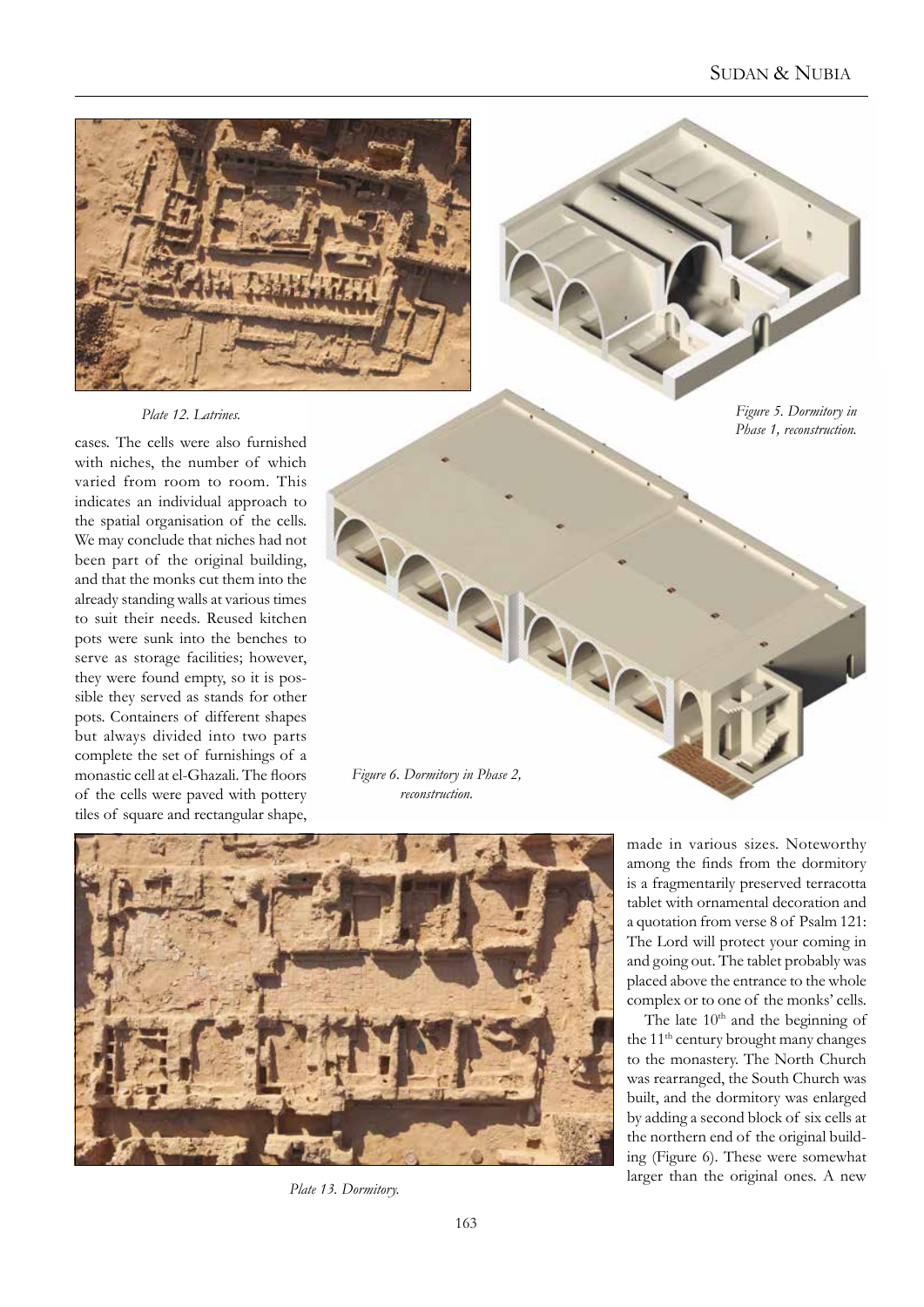Plate 12. Latrines.

Figure 5. Dormitory in Phase 1, reconstruction.

cases. The cells were also furnished with niches, the number of which varied from room to room. This indicates an individual approach to the spatial organisation of the cells. We may conclude that niches had not been part of the original building, and that the monks cut them into the already standing walls at various times to suit their needs. Reused kitchen pots were sunk into the benches to serve as storage facilities; however, they were found empty, so it is possible they served as stands for other pots. Containers of different shapes but always divided into two parts complete the set of furnishings of a monastic cell at el-Ghazali. The floors of the cells were paved with pottery tiles of square and rectangular shape, made in various sizes. Noteworthy among the finds from the dormitory is a fragmentarily preserved terracotta tablet with ornamental decoration and a quotation from verse 8 of Psalm 121: The Lord will protect your coming in and going out. The tablet probably was placed above the entrance to the whole complex or to one of the monks' cells.

Figure 6. Dormitory in Phase 2, reconstruction.

Plate 13. Dormitory.

The late 10th and the beginning of the 11th century brought many changes to the monastery. The North Church was rearranged, the South Church was built, and the dormitory was enlarged by adding a second block of six cells at the northern end of the original building (Figure 6). These were somewhat larger than the original ones. A new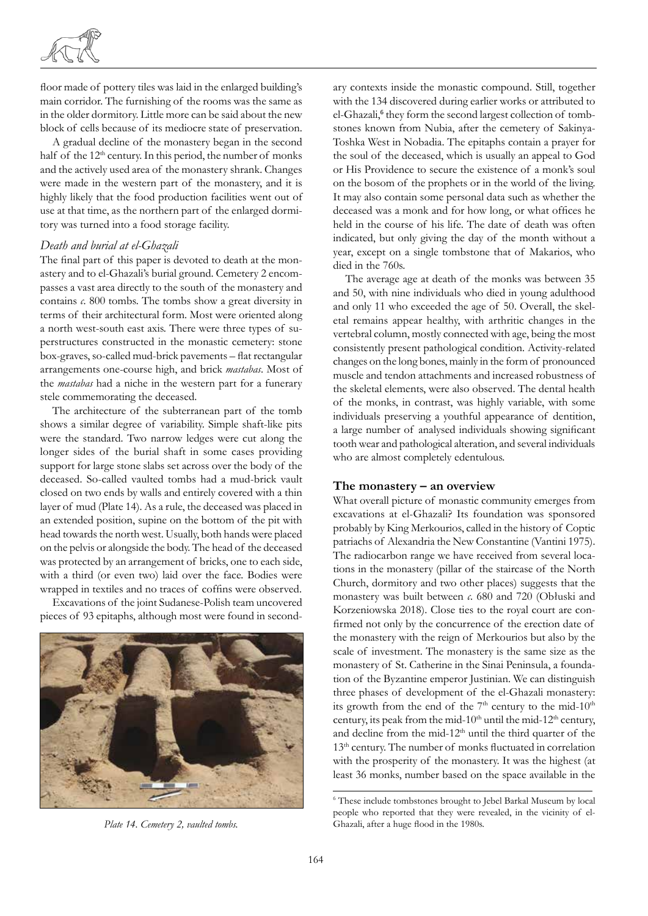floor made of pottery tiles was laid in the enlarged building's main corridor. The furnishing of the rooms was the same as in the older dormitory. Little more can be said about the new block of cells because of its mediocre state of preservation.

A gradual decline of the monastery began in the second half of the 12th century. In this period, the number of monks and the actively used area of the monastery shrank. Changes were made in the western part of the monastery, and it is highly likely that the food production facilities went out of use at that time, as the northern part of the enlarged dormitory was turned into a food storage facility.

### *Death and burial at el-Ghazali*

The final part of this paper is devoted to death at the monastery and to el-Ghazali's burial ground. Cemetery 2 encompasses a vast area directly to the south of the monastery and contains *c.* 800 tombs. The tombs show a great diversity in terms of their architectural form. Most were oriented along a north west-south east axis. There were three types of superstructures constructed in the monastic cemetery: stone box-graves, so-called mud-brick pavements – flat rectangular arrangements one-course high, and brick *mastabas*. Most of the *mastabas* had a niche in the western part for a funerary stele commemorating the deceased.

The architecture of the subterranean part of the tomb shows a similar degree of variability. Simple shaft-like pits were the standard. Two narrow ledges were cut along the longer sides of the burial shaft in some cases providing support for large stone slabs set across over the body of the deceased. So-called vaulted tombs had a mud-brick vault closed on two ends by walls and entirely covered with a thin layer of mud (Plate 14). As a rule, the deceased was placed in an extended position, supine on the bottom of the pit with head towards the north west. Usually, both hands were placed on the pelvis or alongside the body. The head of the deceased was protected by an arrangement of bricks, one to each side, with a third (or even two) laid over the face. Bodies were wrapped in textiles and no traces of coffins were observed.

Excavations of the joint Sudanese-Polish team uncovered pieces of 93 epitaphs, although most were found in secondary contexts inside the monastic compound. Still, together with the 134 discovered during earlier works or attributed to el-Ghazali,[6] they form the second largest collection of tombstones known from Nubia, after the cemetery of Sakinya-Toshka West in Nobadia. The epitaphs contain a prayer for the soul of the deceased, which is usually an appeal to God or His Providence to secure the existence of a monk's soul on the bosom of the prophets or in the world of the living. It may also contain some personal data such as whether the deceased was a monk and for how long, or what offices he held in the course of his life. The date of death was often indicated, but only giving the day of the month without a year, except on a single tombstone that of Makarios, who died in the 760s.

*Plate 14. Cemetery 2, vaulted tombs.*

The average age at death of the monks was between 35 and 50, with nine individuals who died in young adulthood and only 11 who exceeded the age of 50. Overall, the skeletal remains appear healthy, with arthritic changes in the vertebral column, mostly connected with age, being the most consistently present pathological condition. Activity-related changes on the long bones, mainly in the form of pronounced muscle and tendon attachments and increased robustness of the skeletal elements, were also observed. The dental health of the monks, in contrast, was highly variable, with some individuals preserving a youthful appearance of dentition, a large number of analysed individuals showing significant tooth wear and pathological alteration, and several individuals who are almost completely edentulous.

### **The monastery – an overview**

What overall picture of monastic community emerges from excavations at el-Ghazali? Its foundation was sponsored probably by King Merkourios, called in the history of Coptic patriarchs of Alexandria the New Constantine (Vantini 1975). The radiocarbon range we have received from several locations in the monastery (pillar of the staircase of the North Church, dormitory and two other places) suggests that the monastery was built between *c.* 680 and 720 (Obłuski and Korzeniowska 2018). Close ties to the royal court are confirmed not only by the concurrence of the erection date of the monastery with the reign of Merkourios but also by the scale of investment. The monastery is the same size as the monastery of St. Catherine in the Sinai Peninsula, a foundation of the Byzantine emperor Justinian. We can distinguish three phases of development of the el-Ghazali monastery: its growth from the end of the 7th century to the mid-10th century, its peak from the mid-10th until the mid-12th century, and decline from the mid-12th until the third quarter of the 13th century. The number of monks fluctuated in correlation with the prosperity of the monastery. It was the highest (at least 36 monks, number based on the space available in the

[6] These include tombstones brought to Jebel Barkal Museum by local people who reported that they were revealed, in the vicinity of el-Ghazali, after a huge flood in the 1980s.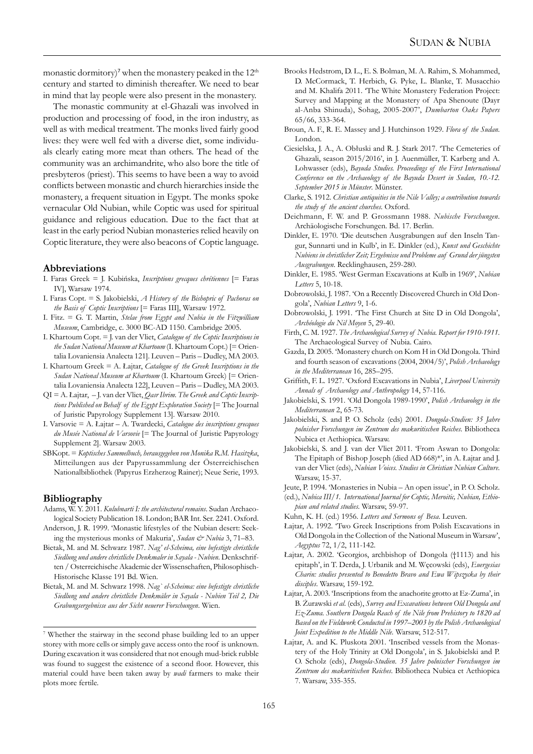monastic dormitory)[7] when the monastery peaked in the 12th century and started to diminish thereafter. We need to bear in mind that lay people were also present in the monastery.

The monastic community at el-Ghazali was involved in production and processing of food, in the iron industry, as well as with medical treatment. The monks lived fairly good lives: they were well fed with a diverse diet, some individuals clearly eating more meat than others. The head of the community was an archimandrite, who also bore the title of presbyteros (priest). This seems to have been a way to avoid conflicts between monastic and church hierarchies inside the monastery, a frequent situation in Egypt. The monks spoke vernacular Old Nubian, while Coptic was used for spiritual guidance and religious education. Due to the fact that at least in the early period Nubian monasteries relied heavily on Coptic literature, they were also beacons of Coptic language.

## Abbreviations

I. Faras Greek = J. Kubińska, *Inscriptions grecques chrétiennes* [= Faras IV], Warsaw 1974.

I. Faras Copt. = S. Jakobielski, *A History of the Bishopric of Pachoras on the Basis of Coptic Inscriptions* [= Faras III], Warsaw 1972.

I. Fitz. = G. T. Martin, *Stelae from Egypt and Nubia in the Fitzwilliam Museum*, Cambridge, c. 3000 BC-AD 1150. Cambridge 2005.

I. Khartoum Copt. = J. van der Vliet, *Catalogue of the Coptic Inscriptions in the Sudan National Museum at Khartoum* (I. Khartoum Copt.) [= Orientalia Lovaniensia Analecta 121]. Leuven – Paris – Dudley, MA 2003.

I. Khartoum Greek = A. Łajtar, *Catalogue of the Greek Inscriptions in the Sudan National Museum at Khartoum* (I. Khartoum Greek) [= Orientalia Lovaniensia Analecta 122], Leuven – Paris – Dudley, MA 2003.

QI = A. Łajtar, – J. van der Vliet, *Qasr Ibrim. The Greek and Coptic Inscriptions Published on Behalf of the Egypt Exploration Society* [= The Journal of Juristic Papyrology Supplement 13]. Warsaw 2010.

I. Varsovie = A. Łajtar – A. Twardecki, *Catalogue des inscriptions grecques du Musée National de Varsovie* [= The Journal of Juristic Papyrology Supplement 2]. Warsaw 2003.

SBKopt. = *Koptisches Sammelbuch, herausgegeben von Monika R.M. Hasitzka*, Mitteilungen aus der Papyrussammlung der Österreichischen Nationalbibliothek (Papyrus Erzherzog Rainer); Neue Serie, 1993.

## Bibliography

Adams, W. Y. 2011. *Kulubnarti I: the architectural remains*. Sudan Archaeological Society Publication 18. London; BAR Int. Ser. 2241. Oxford.

Anderson, J. R. 1999. 'Monastic lifestyles of the Nubian desert: Seeking the mysterious monks of Makuria', *Sudan & Nubia* 3, 71–83.

Bietak, M. and M. Schwarz 1987. *Nag' el-Scheima, eine befestigte christliche Siedlung und andere christliche Denkmaler in Sayala - Nubien*. Denkschriften / Osterreichische Akademie der Wissenschaften, Philosophisch-Historische Klasse 191 Bd. Wien.

Bietak, M. and M. Schwarz 1998. *Nag` el-Scheima: eine befestigte christliche Siedlung und andere christliche Denkmäler in Sayala - Nubien Teil 2, Die Grabungsergebnisse aus der Sicht neuerer Forschungen*. Wien.

Brooks Hedstrom, D. L., E. S. Bolman, M. A. Rahim, S. Mohammed, D. McCormack, T. Herbich, G. Pyke, L. Blanke, T. Musacchio and M. Khalifa 2011. 'The White Monastery Federation Project: Survey and Mapping at the Monastery of Apa Shenoute (Dayr al-Anba Shinuda), Sohag, 2005-2007', *Dumbarton Oaks Papers* 65/66, 333-364.

Broun, A. F., R. E. Massey and J. Hutchinson 1929. *Flora of the Sudan*. London.

Ciesielska, J. A., A. Obłuski and R. J. Stark 2017. 'The Cemeteries of Ghazali, season 2015/2016', in J. Auenmüller, T. Karberg and A. Lohwasser (eds), *Bayuda Studies. Proceedings of the First International Conference on the Archaeology of the Bayuda Desert in Sudan, 10.-12. September 2015 in Münster*. Münster.

Clarke, S. 1912. *Christian antiquities in the Nile Valley; a contribution towards the study of the ancient churches*. Oxford.

Deichmann, F. W. and P. Grossmann 1988. *Nubische Forschungen*. Archäologische Forschungen. Bd. 17. Berlin.

Dinkler, E. 1970. 'Die deutschen Ausgrabungen auf den Inseln Tangur, Sunnarti und in Kulb', in E. Dinkler (ed.), *Kunst und Geschichte Nubiens in christlicher Zeit; Ergebnisse und Probleme auf Grund der jüngsten Ausgrabungen*. Recklinghausen, 259-280.

Dinkler, E. 1985. 'West German Excavations at Kulb in 1969', *Nubian Letters* 5, 10-18.

Dobrowolski, J. 1987. 'On a Recently Discovered Church in Old Dongola', *Nubian Letters* 9, 1-6.

Dobrowolski, J. 1991. 'The First Church at Site D in Old Dongola', *Archéologie du Nil Moyen* 5, 29-40.

Firth, C. M. 1927. *The Archaeological Survey of Nubia. Report for 1910-1911*. The Archaeological Survey of Nubia. Cairo.

Gazda, D. 2005. 'Monastery church on Kom H in Old Dongola. Third and fourth season of excavations (2004, 2004/5)', *Polish Archaeology in the Mediterranean* 16, 285–295.

Griffith, F. L. 1927. 'Oxford Excavations in Nubia', *Liverpool University Annals of Archaeology and Anthropology* 14, 57-116.

Jakobielski, S. 1991. 'Old Dongola 1989-1990', *Polish Archaeology in the Mediterranean* 2, 65-73.

Jakobielski, S. and P. O. Scholz (eds) 2001. *Dongola-Studien: 35 Jahre polnisher Forschungen im Zentrum des makuritischen Reiches*. Bibliotheca Nubica et Aethiopica. Warsaw.

Jakobielski, S. and J. van der Vliet 2011. 'From Aswan to Dongola: The Epitaph of Bishop Joseph (died AD 668)*', in A. Łajtar and J. van der Vliet (eds), *Nubian Voices. Studies in Christian Nubian Culture*. Warsaw, 15-37.

Jeute, P. 1994. 'Monasteries in Nubia – An open issue', in P. O. Scholz. (ed.), *Nubica III/1. International Journal for Coptic, Meroitic, Nubian, Ethiopian and related studies*. Warsaw, 59-97.

Kuhn, K. H. (ed.) 1956. *Letters and Sermons of Besa*. Leuven.

Łajtar, A. 1992. 'Two Greek Inscriptions from Polish Excavations in Old Dongola in the Collection of the National Museum in Warsaw', *Aegyptus* 72, 1/2, 111-142.

Łajtar, A. 2002. 'Georgios, archbishop of Dongola (†1113) and his epitaph', in T. Derda, J. Urbanik and M. Węcowski (eds), *Euergesias Charin: studies presented to Benedetto Bravo and Ewa Wipszycka by their disciples*. Warsaw, 159-192.

Łajtar, A. 2003. 'Inscriptions from the anachorite grotto at Ez-Zuma', in B. Żurawski *et al.* (eds), *Survey and Excavations between Old Dongola and Ez-Zuma. Southern Dongola Reach of the Nile from Prehistory to 1820 ad Based on the Fieldwork Conducted in 1997–2003 by the Polish Archaeological Joint Expedition to the Middle Nile*. Warsaw, 512-517.

Łajtar, A. and K. Pluskota 2001. 'Inscribed vessels from the Monastery of the Holy Trinity at Old Dongola', in S. Jakobielski and P. O. Scholz (eds), *Dongola-Studien. 35 Jahre polnischer Forschungen im Zentrum des makuritischen Reiches*. Bibliotheca Nubica et Aethiopica 7. Warsaw, 335-355.

[7] Whether the stairway in the second phase building led to an upper storey with more cells or simply gave access onto the roof is unknown. During excavation it was considered that not enough mud-brick rubble was found to suggest the existence of a second floor. However, this material could have been taken away by *wadi* farmers to make their plots more fertile.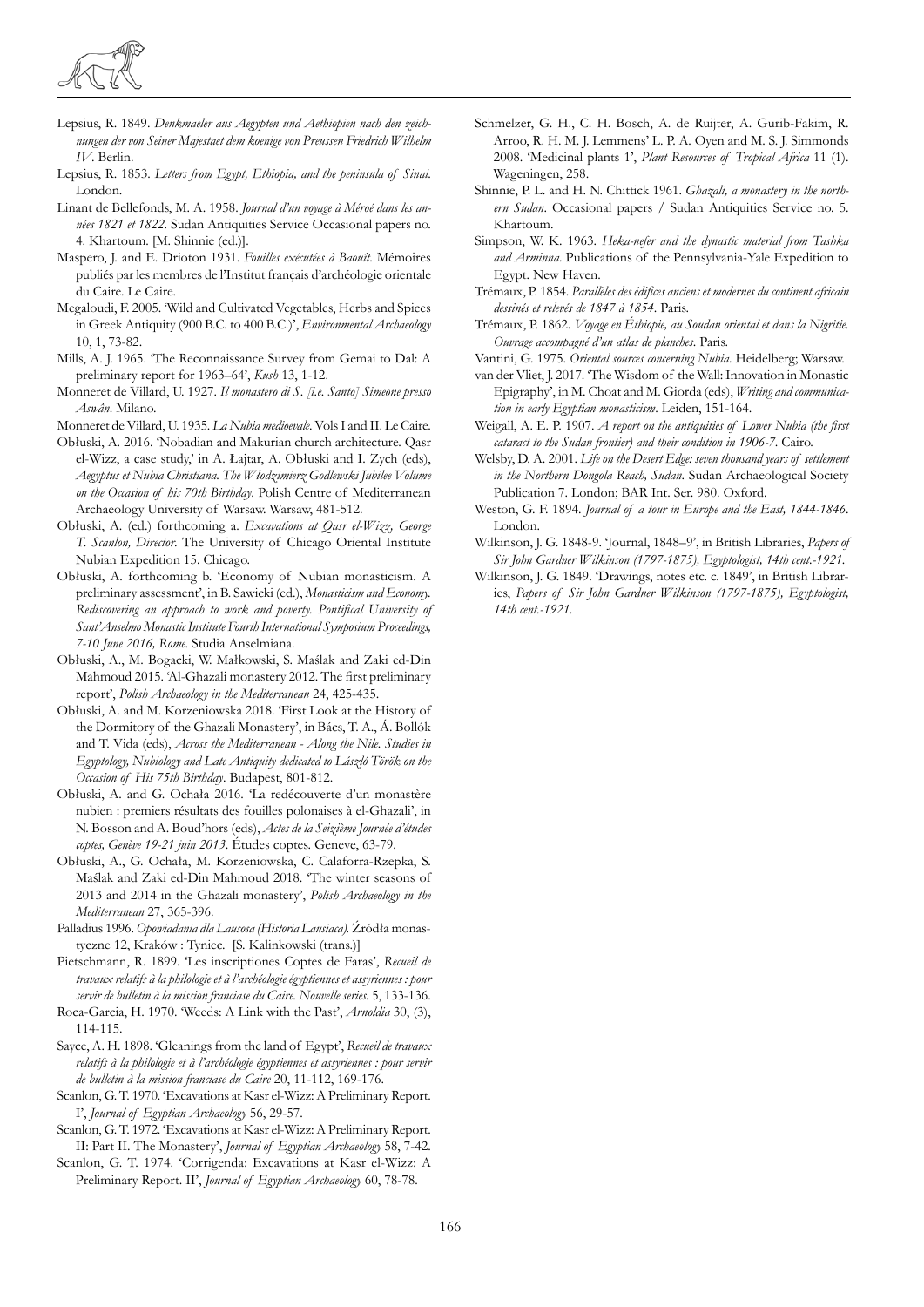Lepsius, R. 1849. *Denkmaeler aus Aegypten und Aethiopien nach den zeichnungen der von Seiner Majestaet dem koenige von Preussen Friedrich Wilhelm IV*. Berlin.

Lepsius, R. 1853. *Letters from Egypt, Ethiopia, and the peninsula of Sinai*. London.

Linant de Bellefonds, M. A. 1958. *Journal d'un voyage à Méroé dans les années 1821 et 1822*. Sudan Antiquities Service Occasional papers no. 4. Khartoum. [M. Shinnie (ed.)].

Maspero, J. and E. Drioton 1931. *Fouilles exécutées à Baouît*. Mémoires publiés par les membres de l'Institut français d'archéologie orientale du Caire. Le Caire.

Megaloudi, F. 2005. 'Wild and Cultivated Vegetables, Herbs and Spices in Greek Antiquity (900 B.C. to 400 B.C.)', *Environmental Archaeology* 10, 1, 73-82.

Mills, A. J. 1965. 'The Reconnaissance Survey from Gemai to Dal: A preliminary report for 1963–64', *Kush* 13, 1-12.

Monneret de Villard, U. 1927. *Il monastero di S. [i.e. Santo] Simeone presso Aswân*. Milano.

Monneret de Villard, U. 1935. *La Nubia medioevale*. Vols I and II. Le Caire.

Obłuski, A. 2016. 'Nobadian and Makurian church architecture. Qasr el-Wizz, a case study,' in A. Łajtar, A. Obłuski and I. Zych (eds), *Aegyptus et Nubia Christiana. The Włodzimierz Godlewski Jubilee Volume on the Occasion of his 70th Birthday*. Polish Centre of Mediterranean Archaeology University of Warsaw. Warsaw, 481-512.

Obłuski, A. (ed.) forthcoming a. *Excavations at Qasr el-Wizz, George T. Scanlon, Director*. The University of Chicago Oriental Institute Nubian Expedition 15. Chicago.

Obłuski, A. forthcoming b. 'Economy of Nubian monasticism. A preliminary assessment', in B. Sawicki (ed.), *Monasticism and Economy. Rediscovering an approach to work and poverty. Pontifical University of Sant'Anselmo Monastic Institute Fourth International Symposium Proceedings, 7-10 June 2016, Rome*. Studia Anselmiana.

Obłuski, A., M. Bogacki, W. Małkowski, S. Maślak and Zaki ed-Din Mahmoud 2015. 'Al-Ghazali monastery 2012. The first preliminary report', *Polish Archaeology in the Mediterranean* 24, 425-435.

Obłuski, A. and M. Korzeniowska 2018. 'First Look at the History of the Dormitory of the Ghazali Monastery', in Bács, T. A., Á. Bollók and T. Vida (eds), *Across the Mediterranean - Along the Nile. Studies in Egyptology, Nubiology and Late Antiquity dedicated to László Török on the Occasion of His 75th Birthday*. Budapest, 801-812.

Obłuski, A. and G. Ochała 2016. 'La redécouverte d'un monastère nubien : premiers résultats des fouilles polonaises à el-Ghazali', in N. Bosson and A. Boud'hors (eds), *Actes de la Seizième Journée d'études coptes, Genève 19-21 juin 2013*. Études coptes. Geneve, 63-79.

Obłuski, A., G. Ochała, M. Korzeniowska, C. Calaforra-Rzepka, S. Maślak and Zaki ed-Din Mahmoud 2018. 'The winter seasons of 2013 and 2014 in the Ghazali monastery', *Polish Archaeology in the Mediterranean* 27, 365-396.

Palladius 1996. *Opowiadania dla Lausosa (Historia Lausiaca)*. Źródła monastyczne 12, Kraków : Tyniec. [S. Kalinkowski (trans.)]

Pietschmann, R. 1899. 'Les inscriptiones Coptes de Faras', *Recueil de travaux relatifs à la philologie et à l'archéologie égyptiennes et assyriennes : pour servir de bulletin à la mission franciase du Caire. Nouvelle series*. 5, 133-136.

Roca-Garcia, H. 1970. 'Weeds: A Link with the Past', *Arnoldia* 30, (3), 114-115.

Sayce, A. H. 1898. 'Gleanings from the land of Egypt', *Recueil de travaux relatifs à la philologie et à l'archéologie égyptiennes et assyriennes : pour servir de bulletin à la mission franciase du Caire* 20, 11-112, 169-176.

Scanlon, G. T. 1970. 'Excavations at Kasr el-Wizz: A Preliminary Report. I', *Journal of Egyptian Archaeology* 56, 29-57.

Scanlon, G. T. 1972. 'Excavations at Kasr el-Wizz: A Preliminary Report. II: Part II. The Monastery', *Journal of Egyptian Archaeology* 58, 7-42.

Scanlon, G. T. 1974. 'Corrigenda: Excavations at Kasr el-Wizz: A Preliminary Report. II', *Journal of Egyptian Archaeology* 60, 78-78.

Schmelzer, G. H., C. H. Bosch, A. de Ruijter, A. Gurib-Fakim, R. Arroo, R. H. M. J. Lemmens' L. P. A. Oyen and M. S. J. Simmonds 2008. 'Medicinal plants 1', *Plant Resources of Tropical Africa* 11 (1). Wageningen, 258.

Shinnie, P. L. and H. N. Chittick 1961. *Ghazali, a monastery in the northern Sudan*. Occasional papers / Sudan Antiquities Service no. 5. Khartoum.

Simpson, W. K. 1963. *Heka-nefer and the dynastic material from Tashka and Arminna*. Publications of the Pennsylvania-Yale Expedition to Egypt. New Haven.

Trémaux, P. 1854. *Parallèles des édifices anciens et modernes du continent africain dessinés et relevés de 1847 à 1854*. Paris.

Trémaux, P. 1862. *Voyage en Éthiopie, au Soudan oriental et dans la Nigritie. Ouvrage accompagné d'un atlas de planches*. Paris.

Vantini, G. 1975. *Oriental sources concerning Nubia*. Heidelberg; Warsaw.

van der Vliet, J. 2017. 'The Wisdom of the Wall: Innovation in Monastic Epigraphy', in M. Choat and M. Giorda (eds), *Writing and communication in early Egyptian monasticism*. Leiden, 151-164.

Weigall, A. E. P. 1907. *A report on the antiquities of Lower Nubia (the first cataract to the Sudan frontier) and their condition in 1906-7*. Cairo.

Welsby, D. A. 2001. *Life on the Desert Edge: seven thousand years of settlement in the Northern Dongola Reach, Sudan*. Sudan Archaeological Society Publication 7. London; BAR Int. Ser. 980. Oxford.

Weston, G. F. 1894. *Journal of a tour in Europe and the East, 1844-1846*. London.

Wilkinson, J. G. 1848-9. 'Journal, 1848–9', in British Libraries, *Papers of Sir John Gardner Wilkinson (1797-1875), Egyptologist, 14th cent.-1921.*

Wilkinson, J. G. 1849. 'Drawings, notes etc. c. 1849', in British Libraries, *Papers of Sir John Gardner Wilkinson (1797-1875), Egyptologist, 14th cent.-1921.*